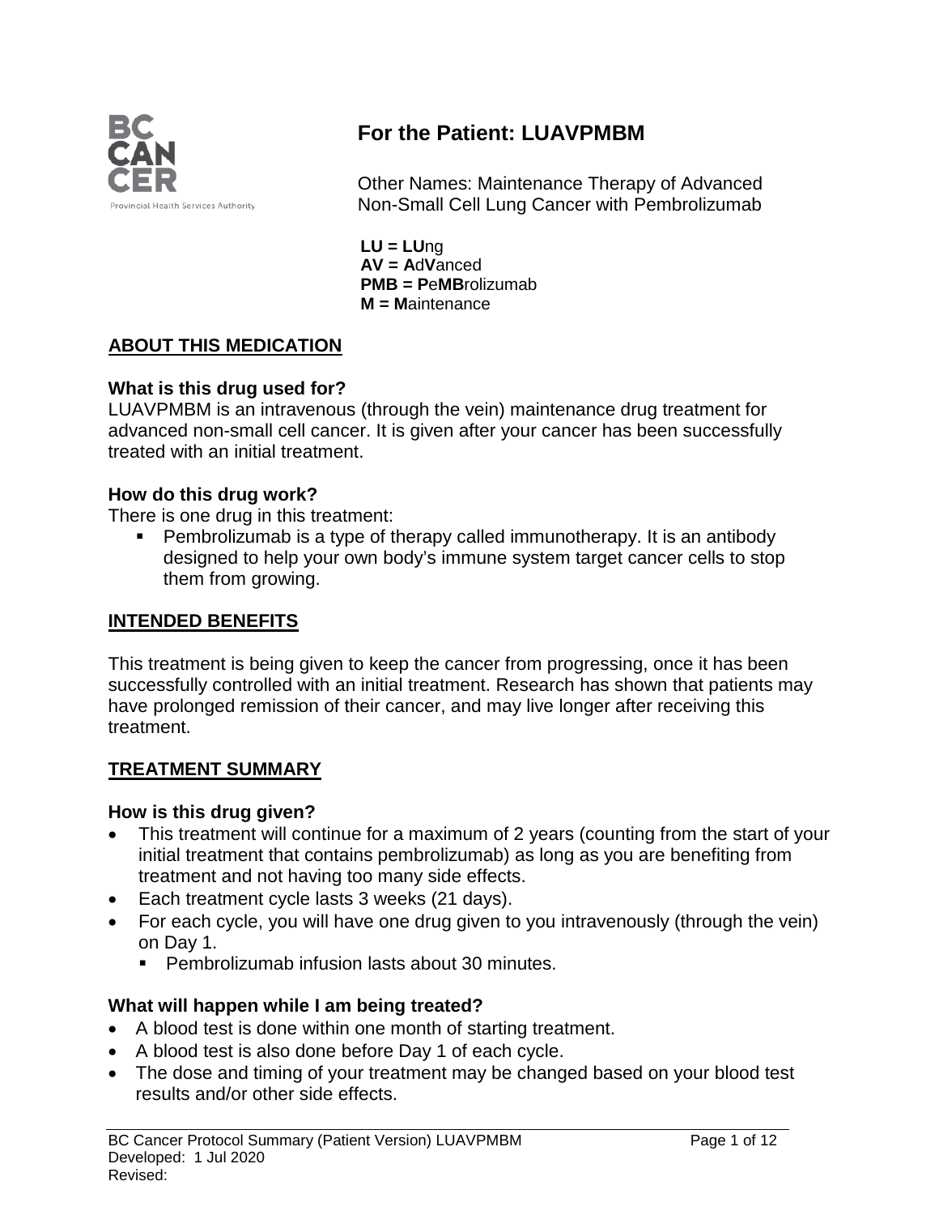# For the Patient: LUAVPMBM

Other Names: Maintenance Therapy of Advanced Non-Small Cell Lung Cancer with Pembrolizumab

**LU = LU**ng
**AV = A**d**V**anced
**PMB = P**e**MB**rolizumab
**M = M**aintenance

## ABOUT THIS MEDICATION

### What is this drug used for?

LUAVPMBM is an intravenous (through the vein) maintenance drug treatment for advanced non-small cell cancer. It is given after your cancer has been successfully treated with an initial treatment.

### How do this drug work?

There is one drug in this treatment:

- Pembrolizumab is a type of therapy called immunotherapy. It is an antibody designed to help your own body's immune system target cancer cells to stop them from growing.

## INTENDED BENEFITS

This treatment is being given to keep the cancer from progressing, once it has been successfully controlled with an initial treatment. Research has shown that patients may have prolonged remission of their cancer, and may live longer after receiving this treatment.

## TREATMENT SUMMARY

### How is this drug given?

- This treatment will continue for a maximum of 2 years (counting from the start of your initial treatment that contains pembrolizumab) as long as you are benefiting from treatment and not having too many side effects.
- Each treatment cycle lasts 3 weeks (21 days).
- For each cycle, you will have one drug given to you intravenously (through the vein) on Day 1.
  - Pembrolizumab infusion lasts about 30 minutes.

### What will happen while I am being treated?

- A blood test is done within one month of starting treatment.
- A blood test is also done before Day 1 of each cycle.
- The dose and timing of your treatment may be changed based on your blood test results and/or other side effects.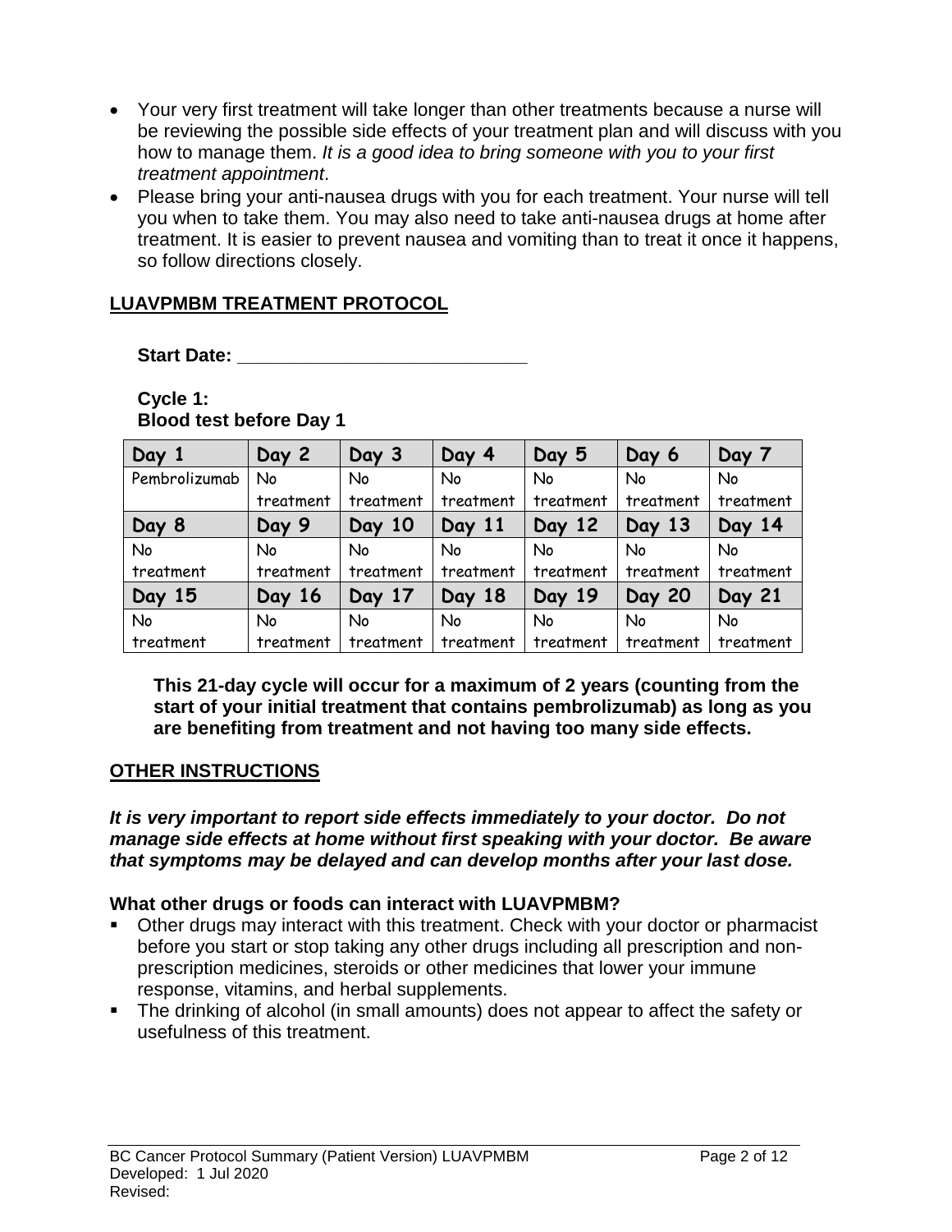- Your very first treatment will take longer than other treatments because a nurse will be reviewing the possible side effects of your treatment plan and will discuss with you how to manage them. *It is a good idea to bring someone with you to your first treatment appointment*.
- Please bring your anti-nausea drugs with you for each treatment. Your nurse will tell you when to take them. You may also need to take anti-nausea drugs at home after treatment. It is easier to prevent nausea and vomiting than to treat it once it happens, so follow directions closely.

## LUAVPMBM TREATMENT PROTOCOL

**Start Date: \_\_\_\_\_\_\_\_\_\_\_\_\_\_\_\_\_\_\_\_\_\_\_\_\_\_\_\_**

**Cycle 1:**
**Blood test before Day 1**

| Day 1 | Day 2 | Day 3 | Day 4 | Day 5 | Day 6 | Day 7 |
|---|---|---|---|---|---|---|
| Pembrolizumab | No treatment | No treatment | No treatment | No treatment | No treatment | No treatment |
| **Day 8** | **Day 9** | **Day 10** | **Day 11** | **Day 12** | **Day 13** | **Day 14** |
| No treatment | No treatment | No treatment | No treatment | No treatment | No treatment | No treatment |
| **Day 15** | **Day 16** | **Day 17** | **Day 18** | **Day 19** | **Day 20** | **Day 21** |
| No treatment | No treatment | No treatment | No treatment | No treatment | No treatment | No treatment |

**This 21-day cycle will occur for a maximum of 2 years (counting from the start of your initial treatment that contains pembrolizumab) as long as you are benefiting from treatment and not having too many side effects.**

## OTHER INSTRUCTIONS

***It is very important to report side effects immediately to your doctor. Do not manage side effects at home without first speaking with your doctor. Be aware that symptoms may be delayed and can develop months after your last dose.***

**What other drugs or foods can interact with LUAVPMBM?**

- Other drugs may interact with this treatment. Check with your doctor or pharmacist before you start or stop taking any other drugs including all prescription and non-prescription medicines, steroids or other medicines that lower your immune response, vitamins, and herbal supplements.
- The drinking of alcohol (in small amounts) does not appear to affect the safety or usefulness of this treatment.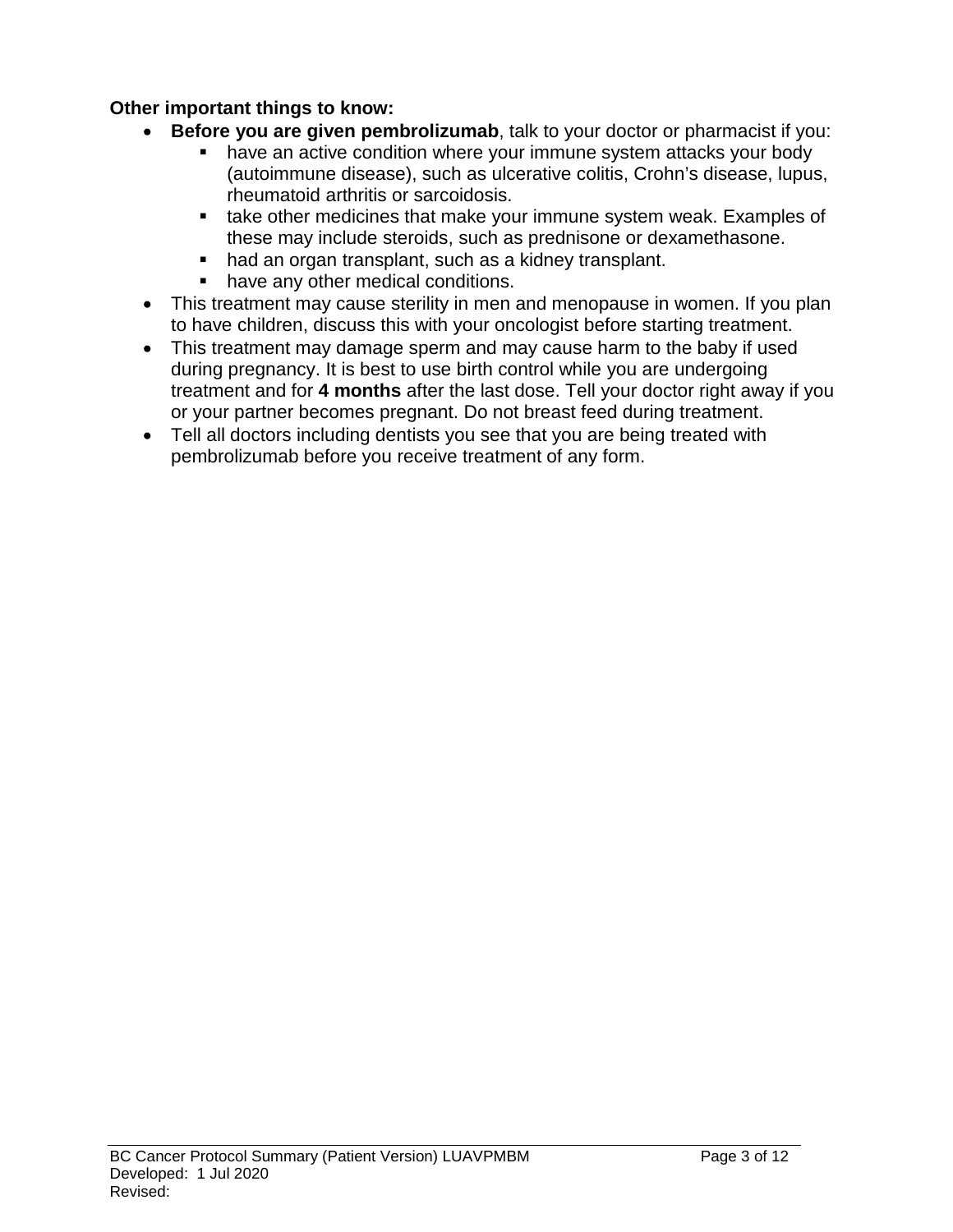**Other important things to know:**

- **Before you are given pembrolizumab**, talk to your doctor or pharmacist if you:
  - have an active condition where your immune system attacks your body (autoimmune disease), such as ulcerative colitis, Crohn's disease, lupus, rheumatoid arthritis or sarcoidosis.
  - take other medicines that make your immune system weak. Examples of these may include steroids, such as prednisone or dexamethasone.
  - had an organ transplant, such as a kidney transplant.
  - have any other medical conditions.
- This treatment may cause sterility in men and menopause in women. If you plan to have children, discuss this with your oncologist before starting treatment.
- This treatment may damage sperm and may cause harm to the baby if used during pregnancy. It is best to use birth control while you are undergoing treatment and for **4 months** after the last dose. Tell your doctor right away if you or your partner becomes pregnant. Do not breast feed during treatment.
- Tell all doctors including dentists you see that you are being treated with pembrolizumab before you receive treatment of any form.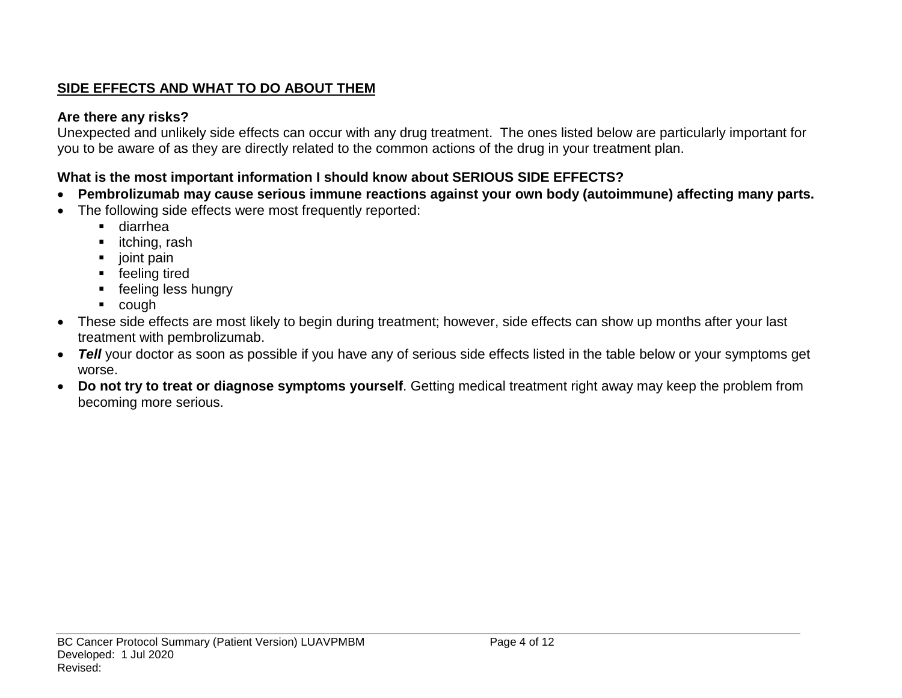## SIDE EFFECTS AND WHAT TO DO ABOUT THEM

**Are there any risks?**

Unexpected and unlikely side effects can occur with any drug treatment. The ones listed below are particularly important for you to be aware of as they are directly related to the common actions of the drug in your treatment plan.

**What is the most important information I should know about SERIOUS SIDE EFFECTS?**

- **Pembrolizumab may cause serious immune reactions against your own body (autoimmune) affecting many parts.**
- The following side effects were most frequently reported:
  - diarrhea
  - itching, rash
  - joint pain
  - feeling tired
  - feeling less hungry
  - cough
- These side effects are most likely to begin during treatment; however, side effects can show up months after your last treatment with pembrolizumab.
- ***Tell*** your doctor as soon as possible if you have any of serious side effects listed in the table below or your symptoms get worse.
- **Do not try to treat or diagnose symptoms yourself**. Getting medical treatment right away may keep the problem from becoming more serious.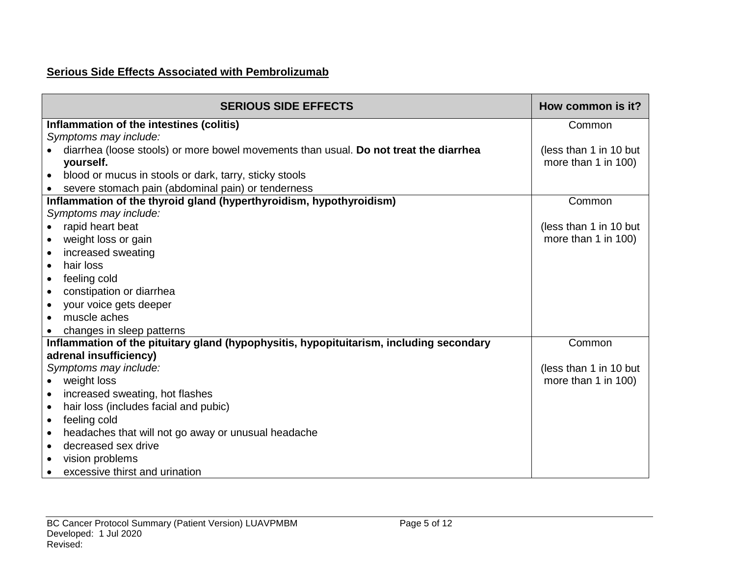**Serious Side Effects Associated with Pembrolizumab**

| SERIOUS SIDE EFFECTS | How common is it? |
|---|---|
| **Inflammation of the intestines (colitis)**<br>*Symptoms may include:*<br>• diarrhea (loose stools) or more bowel movements than usual. **Do not treat the diarrhea yourself.**<br>• blood or mucus in stools or dark, tarry, sticky stools<br>• severe stomach pain (abdominal pain) or tenderness | Common<br><br>(less than 1 in 10 but more than 1 in 100) |
| **Inflammation of the thyroid gland (hyperthyroidism, hypothyroidism)**<br>*Symptoms may include:*<br>• rapid heart beat<br>• weight loss or gain<br>• increased sweating<br>• hair loss<br>• feeling cold<br>• constipation or diarrhea<br>• your voice gets deeper<br>• muscle aches<br>• changes in sleep patterns | Common<br><br>(less than 1 in 10 but more than 1 in 100) |
| **Inflammation of the pituitary gland (hypophysitis, hypopituitarism, including secondary adrenal insufficiency)**<br>*Symptoms may include:*<br>• weight loss<br>• increased sweating, hot flashes<br>• hair loss (includes facial and pubic)<br>• feeling cold<br>• headaches that will not go away or unusual headache<br>• decreased sex drive<br>• vision problems<br>• excessive thirst and urination | Common<br><br>(less than 1 in 10 but more than 1 in 100) |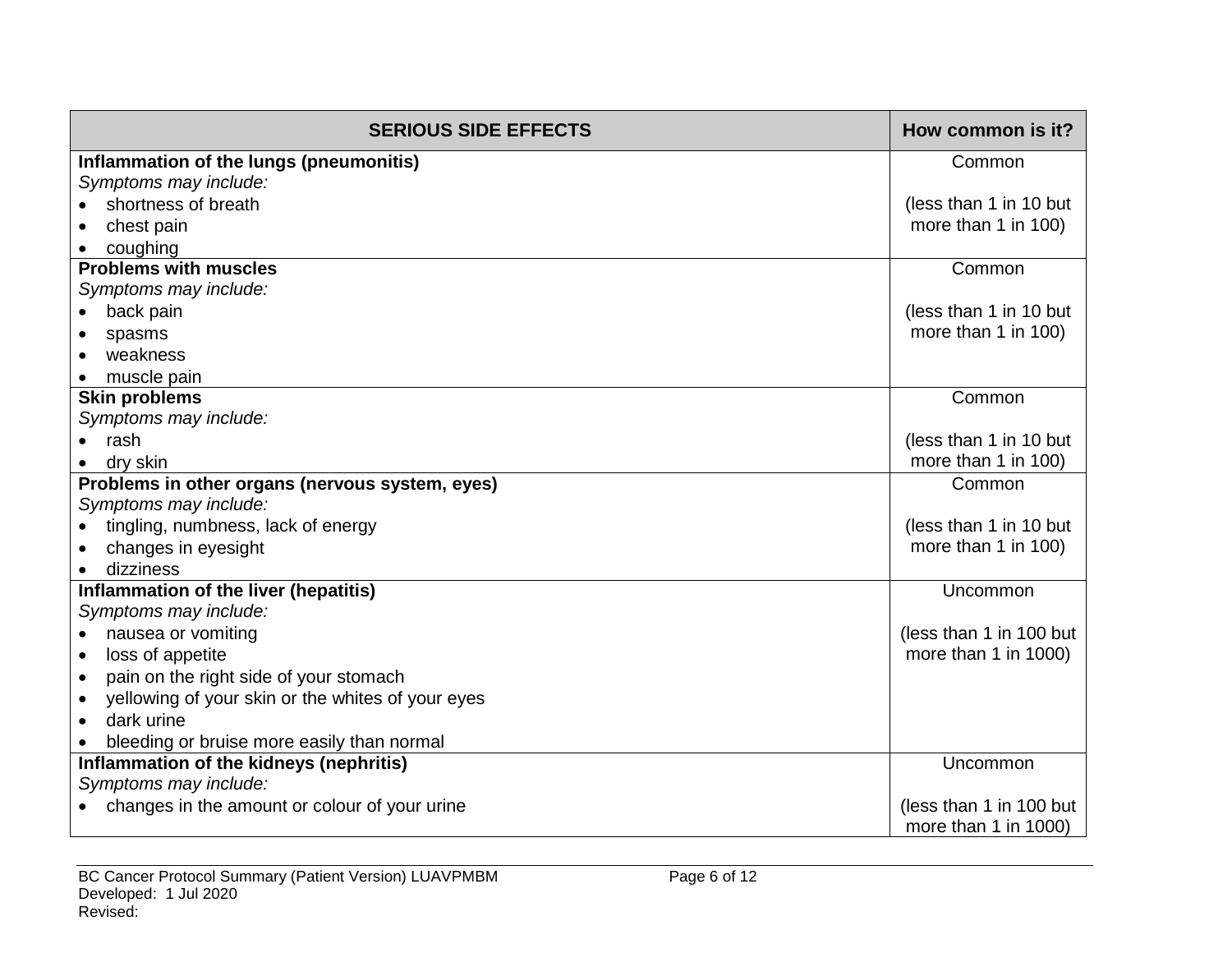| SERIOUS SIDE EFFECTS | How common is it? |
|---|---|
| **Inflammation of the lungs (pneumonitis)**<br>*Symptoms may include:*<br>• shortness of breath<br>• chest pain<br>• coughing | Common<br><br>(less than 1 in 10 but more than 1 in 100) |
| **Problems with muscles**<br>*Symptoms may include:*<br>• back pain<br>• spasms<br>• weakness<br>• muscle pain | Common<br><br>(less than 1 in 10 but more than 1 in 100) |
| **Skin problems**<br>*Symptoms may include:*<br>• rash<br>• dry skin | Common<br><br>(less than 1 in 10 but more than 1 in 100) |
| **Problems in other organs (nervous system, eyes)**<br>*Symptoms may include:*<br>• tingling, numbness, lack of energy<br>• changes in eyesight<br>• dizziness | Common<br><br>(less than 1 in 10 but more than 1 in 100) |
| **Inflammation of the liver (hepatitis)**<br>*Symptoms may include:*<br>• nausea or vomiting<br>• loss of appetite<br>• pain on the right side of your stomach<br>• yellowing of your skin or the whites of your eyes<br>• dark urine<br>• bleeding or bruise more easily than normal | Uncommon<br><br>(less than 1 in 100 but more than 1 in 1000) |
| **Inflammation of the kidneys (nephritis)**<br>*Symptoms may include:*<br>• changes in the amount or colour of your urine | Uncommon<br><br>(less than 1 in 100 but more than 1 in 1000) |

BC Cancer Protocol Summary (Patient Version) LUAVPMBM
Developed: 1 Jul 2020
Revised: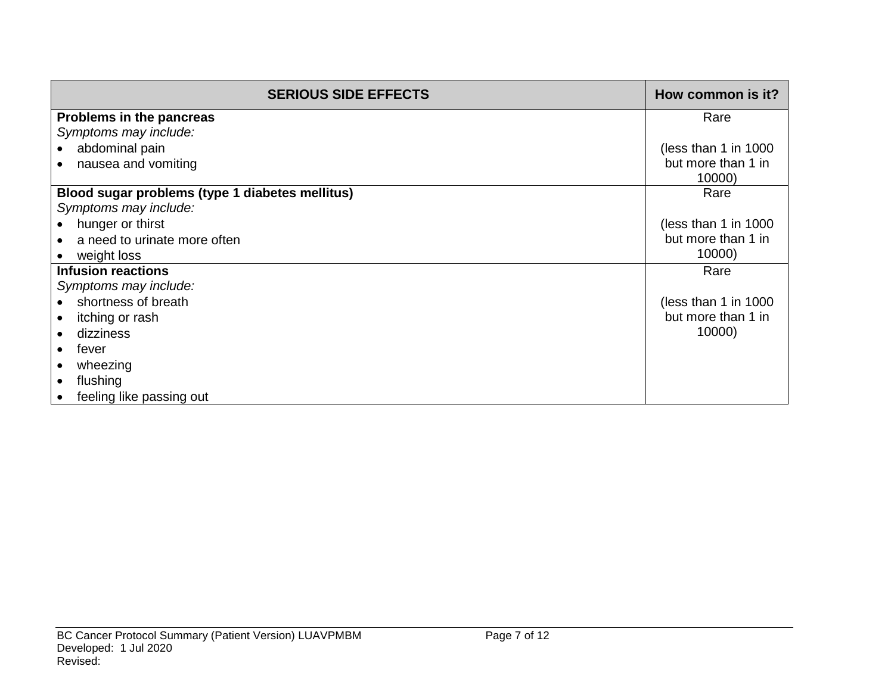| SERIOUS SIDE EFFECTS | How common is it? |
|---|---|
| **Problems in the pancreas**<br>*Symptoms may include:*<br>• abdominal pain<br>• nausea and vomiting | Rare<br><br>(less than 1 in 1000 but more than 1 in 10000) |
| **Blood sugar problems (type 1 diabetes mellitus)**<br>*Symptoms may include:*<br>• hunger or thirst<br>• a need to urinate more often<br>• weight loss | Rare<br><br>(less than 1 in 1000 but more than 1 in 10000) |
| **Infusion reactions**<br>*Symptoms may include:*<br>• shortness of breath<br>• itching or rash<br>• dizziness<br>• fever<br>• wheezing<br>• flushing<br>• feeling like passing out | Rare<br><br>(less than 1 in 1000 but more than 1 in 10000) |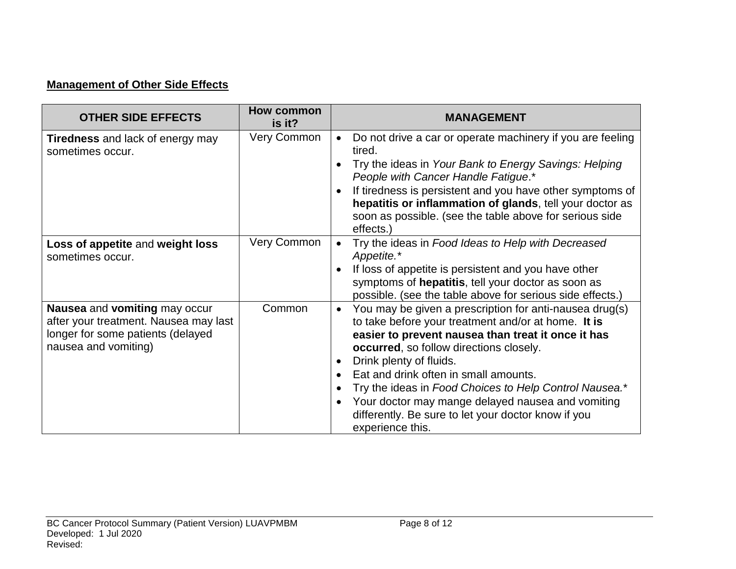## Management of Other Side Effects

| OTHER SIDE EFFECTS | How common is it? | MANAGEMENT |
| --- | --- | --- |
| **Tiredness** and lack of energy may sometimes occur. | Very Common | • Do not drive a car or operate machinery if you are feeling tired.<br>• Try the ideas in *Your Bank to Energy Savings: Helping People with Cancer Handle Fatigue*.*<br>• If tiredness is persistent and you have other symptoms of **hepatitis or inflammation of glands**, tell your doctor as soon as possible. (see the table above for serious side effects.) |
| **Loss of appetite** and **weight loss** sometimes occur. | Very Common | • Try the ideas in *Food Ideas to Help with Decreased Appetite.**<br>• If loss of appetite is persistent and you have other symptoms of **hepatitis**, tell your doctor as soon as possible. (see the table above for serious side effects.) |
| **Nausea** and **vomiting** may occur after your treatment. Nausea may last longer for some patients (delayed nausea and vomiting) | Common | • You may be given a prescription for anti-nausea drug(s) to take before your treatment and/or at home. **It is easier to prevent nausea than treat it once it has occurred**, so follow directions closely.<br>• Drink plenty of fluids.<br>• Eat and drink often in small amounts.<br>• Try the ideas in *Food Choices to Help Control Nausea.**<br>• Your doctor may mange delayed nausea and vomiting differently. Be sure to let your doctor know if you experience this. |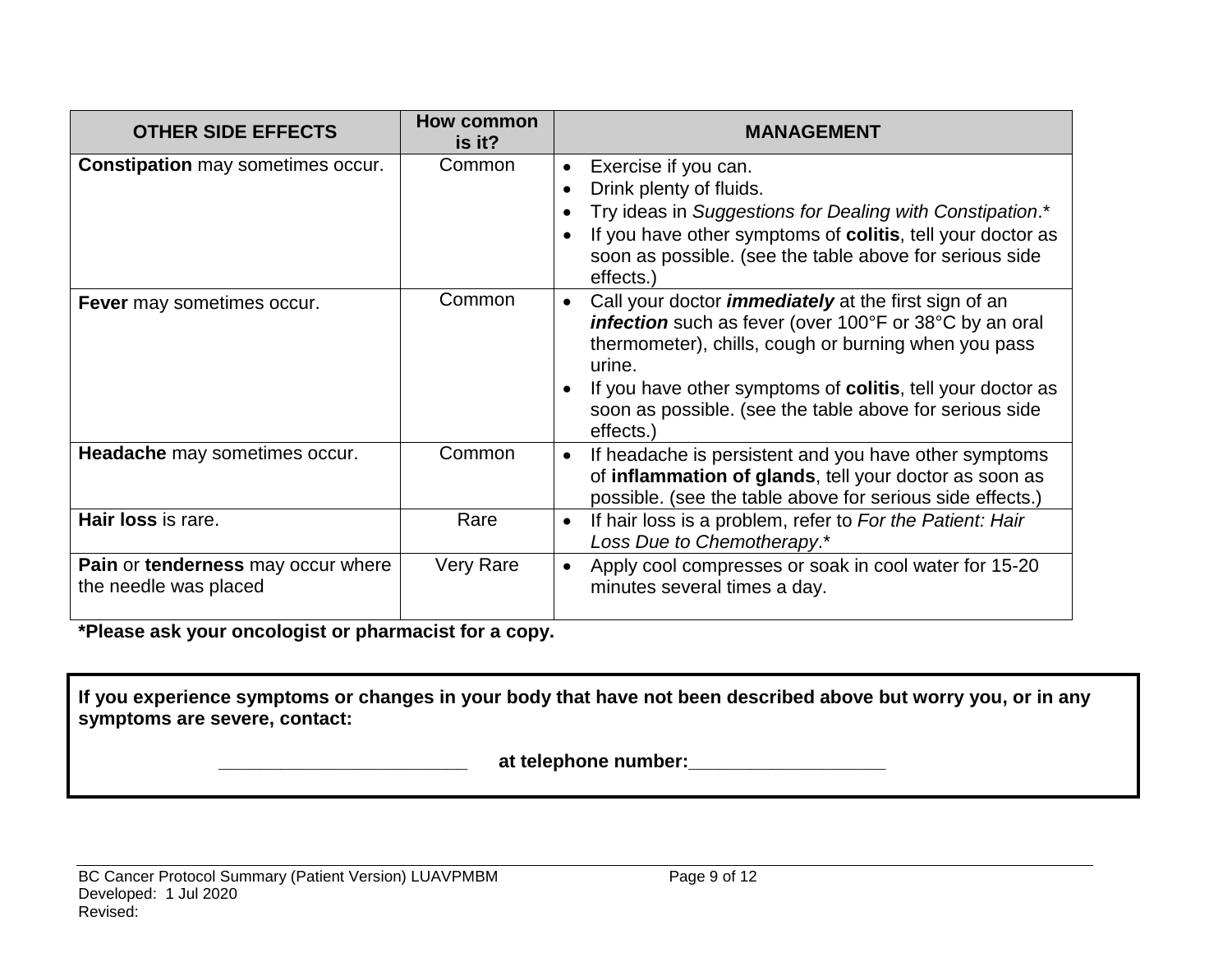| OTHER SIDE EFFECTS | How common is it? | MANAGEMENT |
|---|---|---|
| **Constipation** may sometimes occur. | Common | • Exercise if you can.<br>• Drink plenty of fluids.<br>• Try ideas in *Suggestions for Dealing with Constipation*.*<br>• If you have other symptoms of **colitis**, tell your doctor as soon as possible. (see the table above for serious side effects.) |
| **Fever** may sometimes occur. | Common | • Call your doctor ***immediately*** at the first sign of an ***infection*** such as fever (over 100°F or 38°C by an oral thermometer), chills, cough or burning when you pass urine.<br>• If you have other symptoms of **colitis**, tell your doctor as soon as possible. (see the table above for serious side effects.) |
| **Headache** may sometimes occur. | Common | • If headache is persistent and you have other symptoms of **inflammation of glands**, tell your doctor as soon as possible. (see the table above for serious side effects.) |
| **Hair loss** is rare. | Rare | • If hair loss is a problem, refer to *For the Patient: Hair Loss Due to Chemotherapy*.* |
| **Pain** or **tenderness** may occur where the needle was placed | Very Rare | • Apply cool compresses or soak in cool water for 15-20 minutes several times a day. |

**\*Please ask your oncologist or pharmacist for a copy.**

**If you experience symptoms or changes in your body that have not been described above but worry you, or in any symptoms are severe, contact:**

**_________________________ at telephone number:___________________**

BC Cancer Protocol Summary (Patient Version) LUAVPMBM
Developed: 1 Jul 2020
Revised: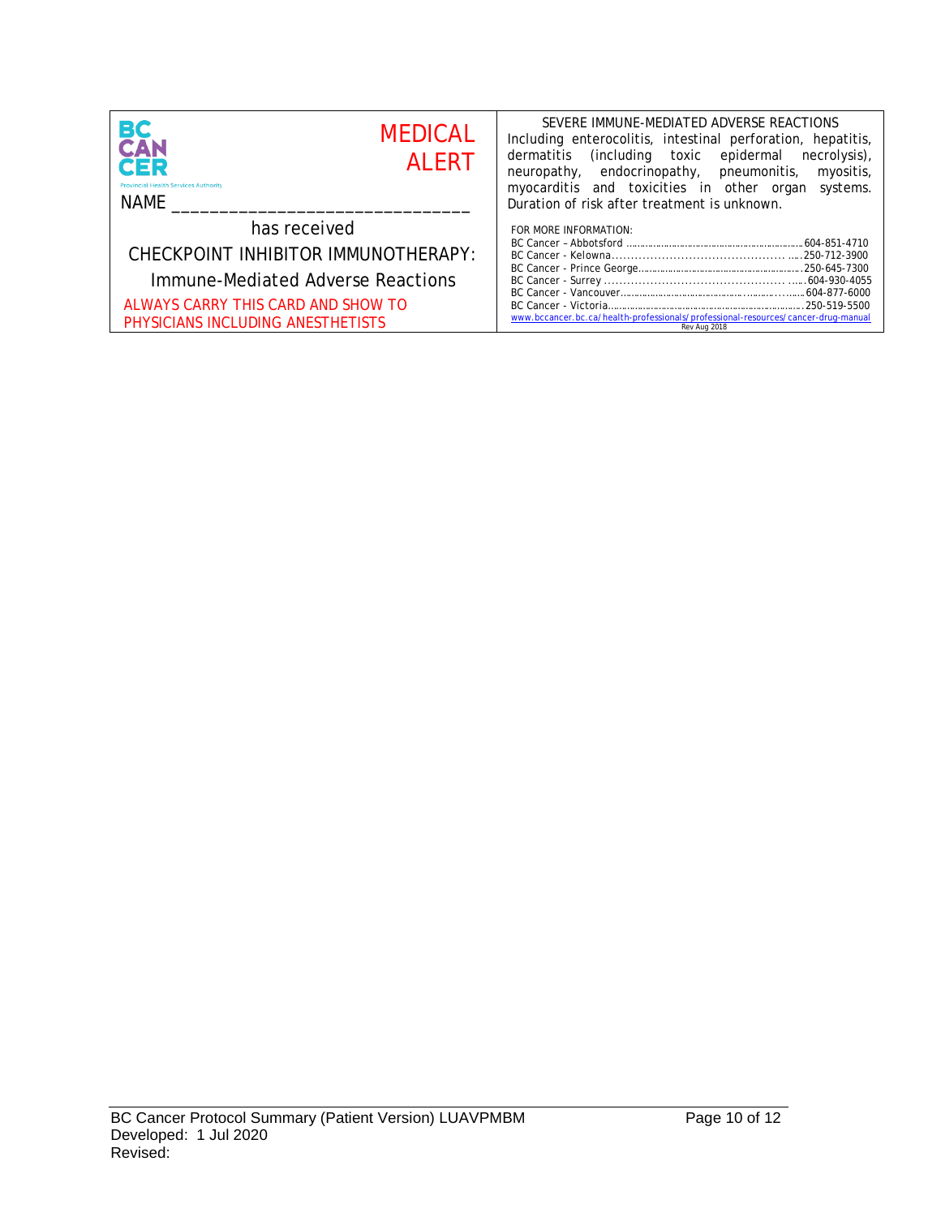BC CANCER

Provincial Health Services Authority

**MEDICAL ALERT**

NAME ______________________________

has received

CHECKPOINT INHIBITOR IMMUNOTHERAPY:

Immune-Mediated Adverse Reactions

ALWAYS CARRY THIS CARD AND SHOW TO PHYSICIANS INCLUDING ANESTHETISTS

SEVERE IMMUNE-MEDIATED ADVERSE REACTIONS

Including enterocolitis, intestinal perforation, hepatitis, dermatitis (including toxic epidermal necrolysis), neuropathy, endocrinopathy, pneumonitis, myositis, myocarditis and toxicities in other organ systems. Duration of risk after treatment is unknown.

FOR MORE INFORMATION:

BC Cancer – Abbotsford ................ 604-851-4710
BC Cancer - Kelowna ................ 250-712-3900
BC Cancer - Prince George ................ 250-645-7300
BC Cancer - Surrey ................ 604-930-4055
BC Cancer - Vancouver ................ 604-877-6000
BC Cancer - Victoria ................ 250-519-5500

www.bccancer.bc.ca/health-professionals/professional-resources/cancer-drug-manual

Rev Aug 2018

BC Cancer Protocol Summary (Patient Version) LUAVPMBM
Developed: 1 Jul 2020
Revised: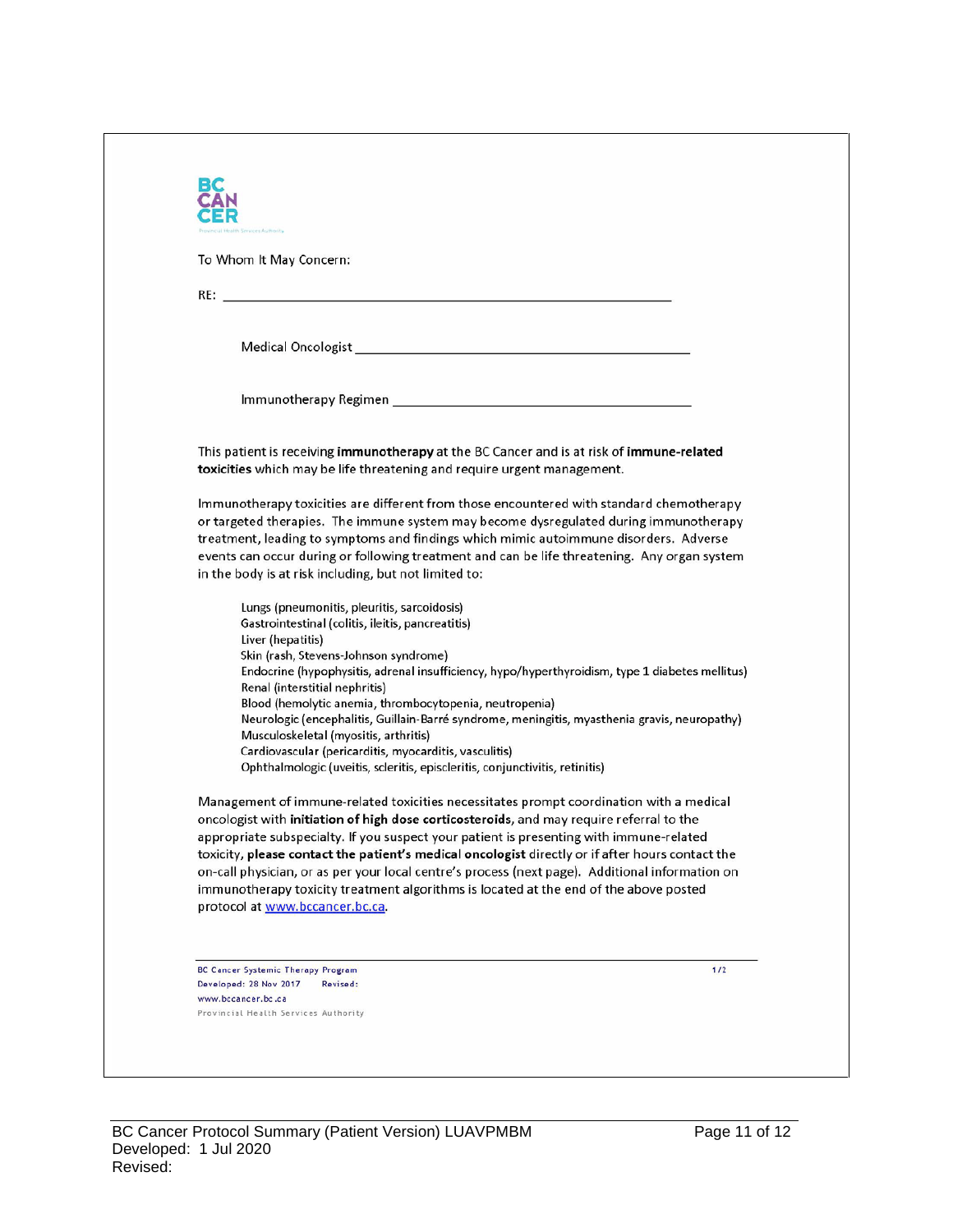BC CANCER

To Whom It May Concern:

RE: \_\_\_\_\_\_\_\_\_\_\_\_\_\_\_\_\_\_\_\_\_\_\_\_\_\_\_\_\_\_\_\_\_\_\_\_\_\_\_\_\_\_\_\_

Medical Oncologist \_\_\_\_\_\_\_\_\_\_\_\_\_\_\_\_\_\_\_\_\_\_\_\_\_\_\_\_\_\_\_\_\_\_\_\_

Immunotherapy Regimen \_\_\_\_\_\_\_\_\_\_\_\_\_\_\_\_\_\_\_\_\_\_\_\_\_\_\_\_\_\_\_\_

This patient is receiving **immunotherapy** at the BC Cancer and is at risk of **immune-related toxicities** which may be life threatening and require urgent management.

Immunotherapy toxicities are different from those encountered with standard chemotherapy or targeted therapies. The immune system may become dysregulated during immunotherapy treatment, leading to symptoms and findings which mimic autoimmune disorders. Adverse events can occur during or following treatment and can be life threatening. Any organ system in the body is at risk including, but not limited to:

- Lungs (pneumonitis, pleuritis, sarcoidosis)
- Gastrointestinal (colitis, ileitis, pancreatitis)
- Liver (hepatitis)
- Skin (rash, Stevens-Johnson syndrome)
- Endocrine (hypophysitis, adrenal insufficiency, hypo/hyperthyroidism, type 1 diabetes mellitus)
- Renal (interstitial nephritis)
- Blood (hemolytic anemia, thrombocytopenia, neutropenia)
- Neurologic (encephalitis, Guillain-Barré syndrome, meningitis, myasthenia gravis, neuropathy)
- Musculoskeletal (myositis, arthritis)
- Cardiovascular (pericarditis, myocarditis, vasculitis)
- Ophthalmologic (uveitis, scleritis, episcleritis, conjunctivitis, retinitis)

Management of immune-related toxicities necessitates prompt coordination with a medical oncologist with **initiation of high dose corticosteroids**, and may require referral to the appropriate subspecialty. If you suspect your patient is presenting with immune-related toxicity, **please contact the patient's medical oncologist** directly or if after hours contact the on-call physician, or as per your local centre's process (next page). Additional information on immunotherapy toxicity treatment algorithms is located at the end of the above posted protocol at www.bccancer.bc.ca.

BC Cancer Systemic Therapy Program
Developed: 28 Nov 2017 Revised:
www.bccancer.bc.ca
Provincial Health Services Authority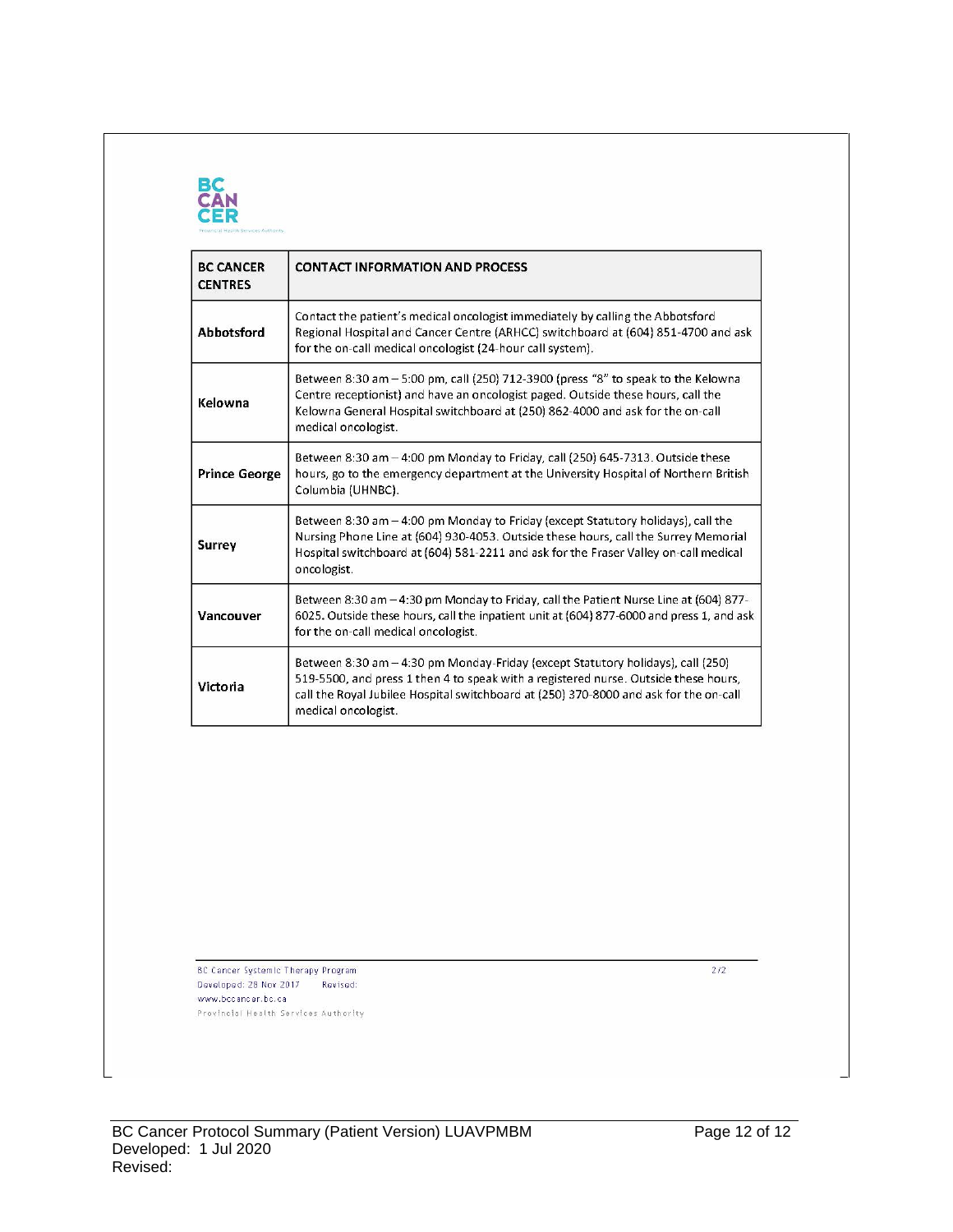| BC CANCER CENTRES | CONTACT INFORMATION AND PROCESS |
|---|---|
| **Abbotsford** | Contact the patient's medical oncologist immediately by calling the Abbotsford Regional Hospital and Cancer Centre (ARHCC) switchboard at (604) 851-4700 and ask for the on-call medical oncologist (24-hour call system). |
| **Kelowna** | Between 8:30 am – 5:00 pm, call (250) 712-3900 (press "8" to speak to the Kelowna Centre receptionist) and have an oncologist paged. Outside these hours, call the Kelowna General Hospital switchboard at (250) 862-4000 and ask for the on-call medical oncologist. |
| **Prince George** | Between 8:30 am – 4:00 pm Monday to Friday, call (250) 645-7313. Outside these hours, go to the emergency department at the University Hospital of Northern British Columbia (UHNBC). |
| **Surrey** | Between 8:30 am – 4:00 pm Monday to Friday (except Statutory holidays), call the Nursing Phone Line at (604) 930-4053. Outside these hours, call the Surrey Memorial Hospital switchboard at (604) 581-2211 and ask for the Fraser Valley on-call medical oncologist. |
| **Vancouver** | Between 8:30 am – 4:30 pm Monday to Friday, call the Patient Nurse Line at (604) 877-6025. Outside these hours, call the inpatient unit at (604) 877-6000 and press 1, and ask for the on-call medical oncologist. |
| **Victoria** | Between 8:30 am – 4:30 pm Monday-Friday (except Statutory holidays), call (250) 519-5500, and press 1 then 4 to speak with a registered nurse. Outside these hours, call the Royal Jubilee Hospital switchboard at (250) 370-8000 and ask for the on-call medical oncologist. |

BC Cancer Systemic Therapy Program
Developed: 28 Nov 2017 Revised:
www.bccancer.bc.ca
Provincial Health Services Authority